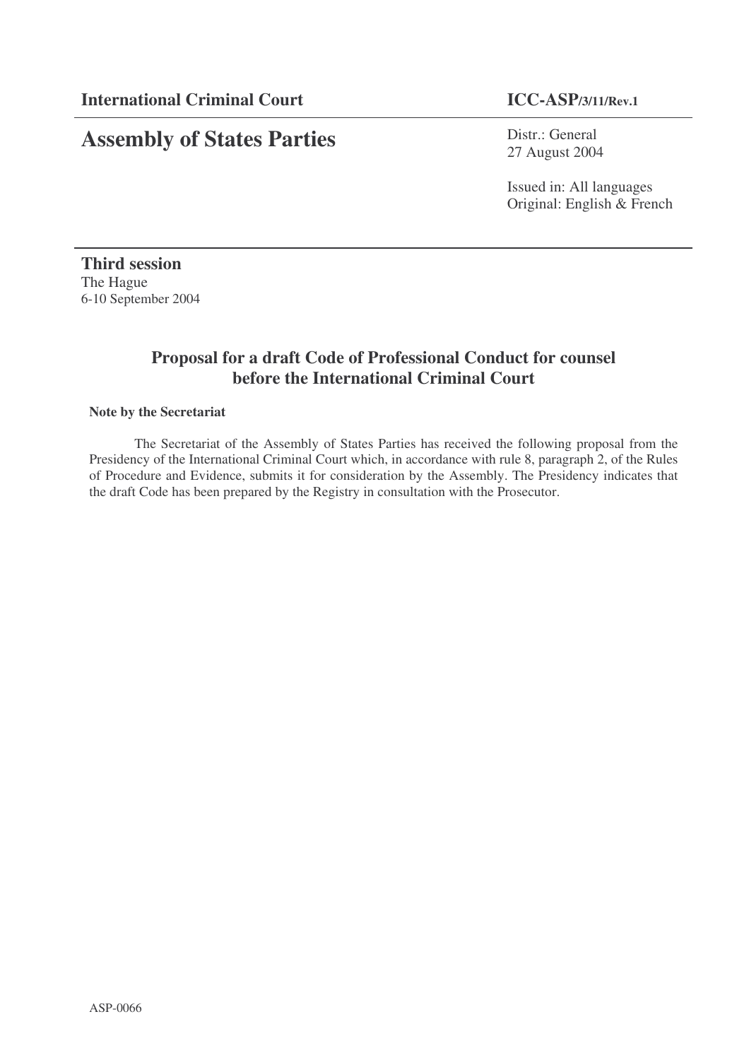**International Criminal Court** **ICC-ASP/3/11/Rev.1**

# Assembly of States Parties

Distr.: General
27 August 2004

Issued in: All languages
Original: English & French

**Third session**
The Hague
6-10 September 2004

## Proposal for a draft Code of Professional Conduct for counsel before the International Criminal Court

**Note by the Secretariat**

The Secretariat of the Assembly of States Parties has received the following proposal from the Presidency of the International Criminal Court which, in accordance with rule 8, paragraph 2, of the Rules of Procedure and Evidence, submits it for consideration by the Assembly. The Presidency indicates that the draft Code has been prepared by the Registry in consultation with the Prosecutor.

ASP-0066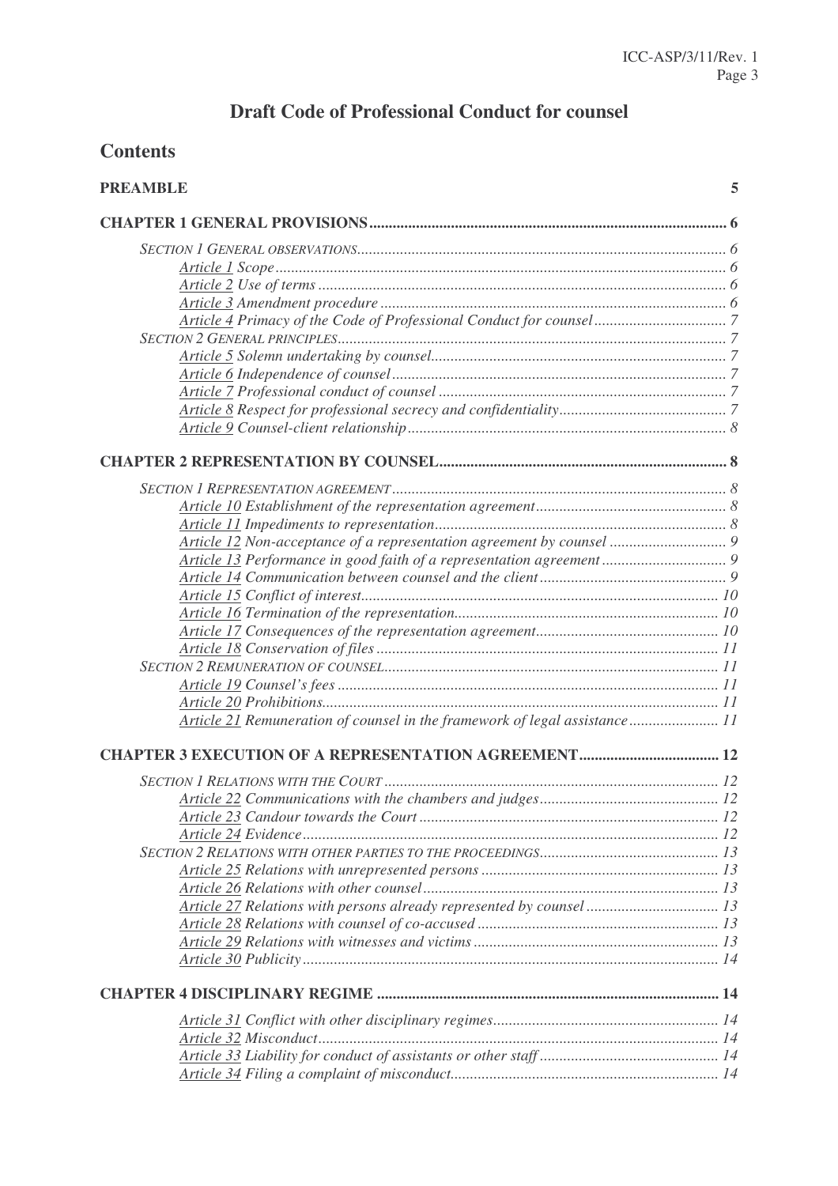# Draft Code of Professional Conduct for counsel

## Contents

**PREAMBLE** 5

**CHAPTER 1 GENERAL PROVISIONS** 6

*SECTION 1 GENERAL OBSERVATIONS* 6
- *Article 1 Scope* 6
- *Article 2 Use of terms* 6
- *Article 3 Amendment procedure* 6
- *Article 4 Primacy of the Code of Professional Conduct for counsel* 7

*SECTION 2 GENERAL PRINCIPLES* 7
- *Article 5 Solemn undertaking by counsel* 7
- *Article 6 Independence of counsel* 7
- *Article 7 Professional conduct of counsel* 7
- *Article 8 Respect for professional secrecy and confidentiality* 7
- *Article 9 Counsel-client relationship* 8

**CHAPTER 2 REPRESENTATION BY COUNSEL** 8

*SECTION 1 REPRESENTATION AGREEMENT* 8
- *Article 10 Establishment of the representation agreement* 8
- *Article 11 Impediments to representation* 8
- *Article 12 Non-acceptance of a representation agreement by counsel* 9
- *Article 13 Performance in good faith of a representation agreement* 9
- *Article 14 Communication between counsel and the client* 9
- *Article 15 Conflict of interest* 10
- *Article 16 Termination of the representation* 10
- *Article 17 Consequences of the representation agreement* 10
- *Article 18 Conservation of files* 11

*SECTION 2 REMUNERATION OF COUNSEL* 11
- *Article 19 Counsel's fees* 11
- *Article 20 Prohibitions* 11
- *Article 21 Remuneration of counsel in the framework of legal assistance* 11

**CHAPTER 3 EXECUTION OF A REPRESENTATION AGREEMENT** 12

*SECTION 1 RELATIONS WITH THE COURT* 12
- *Article 22 Communications with the chambers and judges* 12
- *Article 23 Candour towards the Court* 12
- *Article 24 Evidence* 12

*SECTION 2 RELATIONS WITH OTHER PARTIES TO THE PROCEEDINGS* 13
- *Article 25 Relations with unrepresented persons* 13
- *Article 26 Relations with other counsel* 13
- *Article 27 Relations with persons already represented by counsel* 13
- *Article 28 Relations with counsel of co-accused* 13
- *Article 29 Relations with witnesses and victims* 13
- *Article 30 Publicity* 14

**CHAPTER 4 DISCIPLINARY REGIME** 14
- *Article 31 Conflict with other disciplinary regimes* 14
- *Article 32 Misconduct* 14
- *Article 33 Liability for conduct of assistants or other staff* 14
- *Article 34 Filing a complaint of misconduct* 14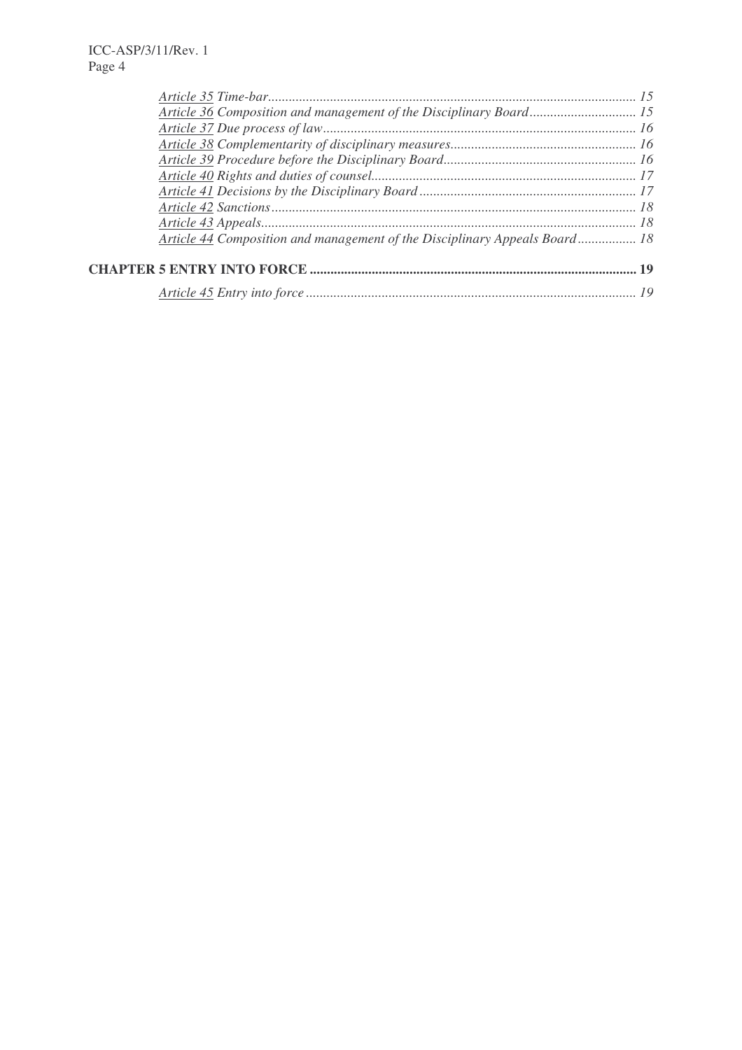*Article 35 Time-bar* ... 15
*Article 36 Composition and management of the Disciplinary Board* ... 15
*Article 37 Due process of law* ... 16
*Article 38 Complementarity of disciplinary measures* ... 16
*Article 39 Procedure before the Disciplinary Board* ... 16
*Article 40 Rights and duties of counsel* ... 17
*Article 41 Decisions by the Disciplinary Board* ... 17
*Article 42 Sanctions* ... 18
*Article 43 Appeals* ... 18
*Article 44 Composition and management of the Disciplinary Appeals Board* ... 18

**CHAPTER 5 ENTRY INTO FORCE** ... **19**

*Article 45 Entry into force* ... 19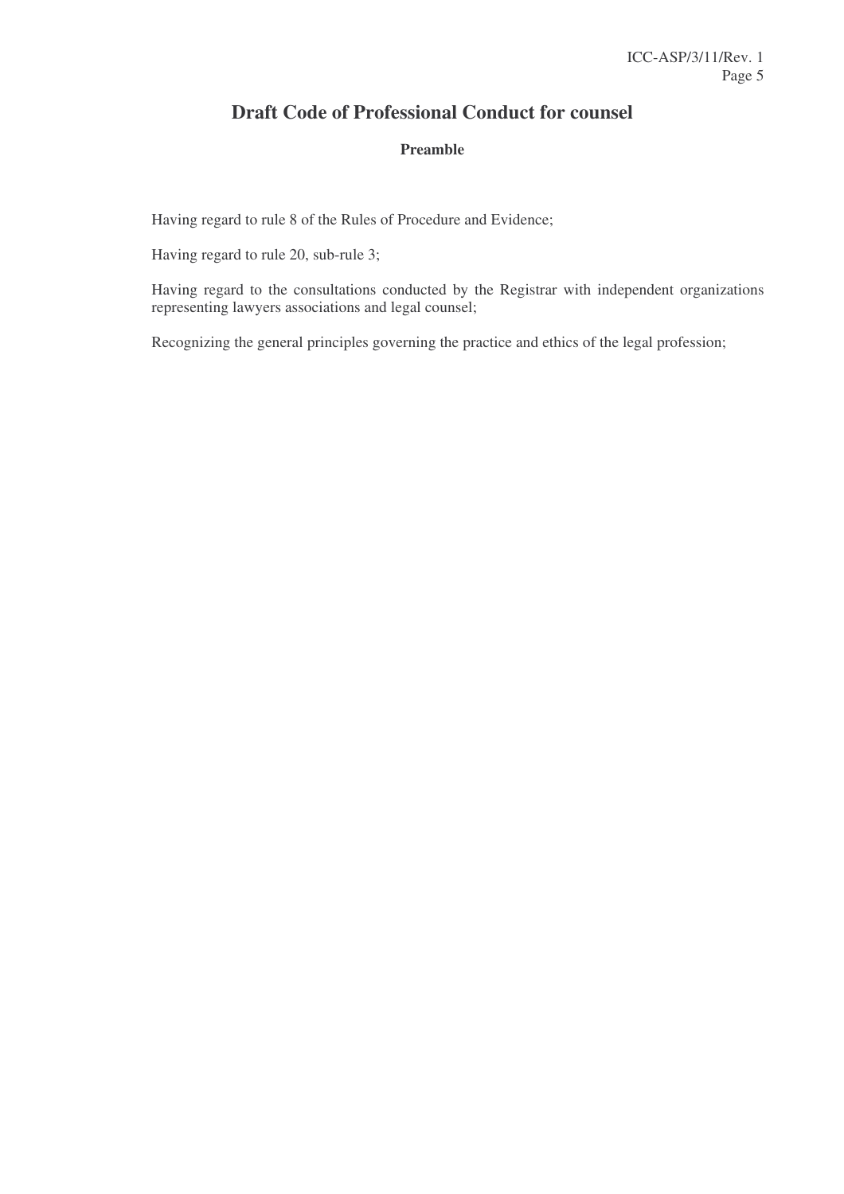# Draft Code of Professional Conduct for counsel

## Preamble

Having regard to rule 8 of the Rules of Procedure and Evidence;

Having regard to rule 20, sub-rule 3;

Having regard to the consultations conducted by the Registrar with independent organizations representing lawyers associations and legal counsel;

Recognizing the general principles governing the practice and ethics of the legal profession;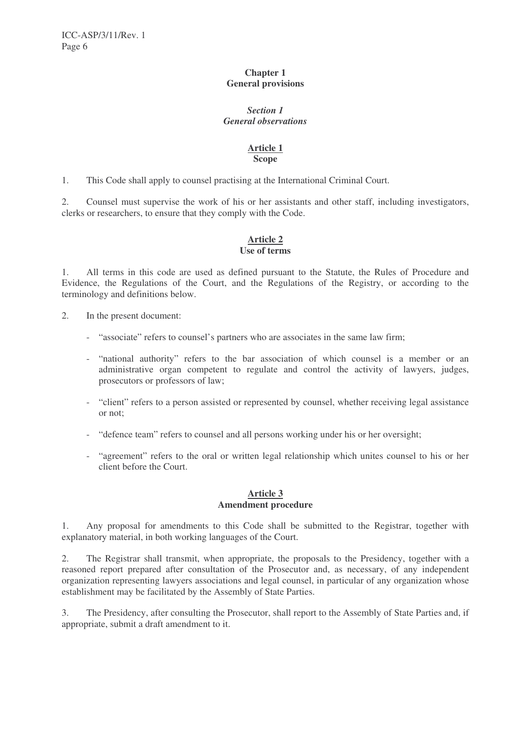# Chapter 1
# General provisions

## *Section 1*
## *General observations*

### Article 1
### Scope

1. This Code shall apply to counsel practising at the International Criminal Court.

2. Counsel must supervise the work of his or her assistants and other staff, including investigators, clerks or researchers, to ensure that they comply with the Code.

### Article 2
### Use of terms

1. All terms in this code are used as defined pursuant to the Statute, the Rules of Procedure and Evidence, the Regulations of the Court, and the Regulations of the Registry, or according to the terminology and definitions below.

2. In the present document:

- "associate" refers to counsel's partners who are associates in the same law firm;
- "national authority" refers to the bar association of which counsel is a member or an administrative organ competent to regulate and control the activity of lawyers, judges, prosecutors or professors of law;
- "client" refers to a person assisted or represented by counsel, whether receiving legal assistance or not;
- "defence team" refers to counsel and all persons working under his or her oversight;
- "agreement" refers to the oral or written legal relationship which unites counsel to his or her client before the Court.

### Article 3
### Amendment procedure

1. Any proposal for amendments to this Code shall be submitted to the Registrar, together with explanatory material, in both working languages of the Court.

2. The Registrar shall transmit, when appropriate, the proposals to the Presidency, together with a reasoned report prepared after consultation of the Prosecutor and, as necessary, of any independent organization representing lawyers associations and legal counsel, in particular of any organization whose establishment may be facilitated by the Assembly of State Parties.

3. The Presidency, after consulting the Prosecutor, shall report to the Assembly of State Parties and, if appropriate, submit a draft amendment to it.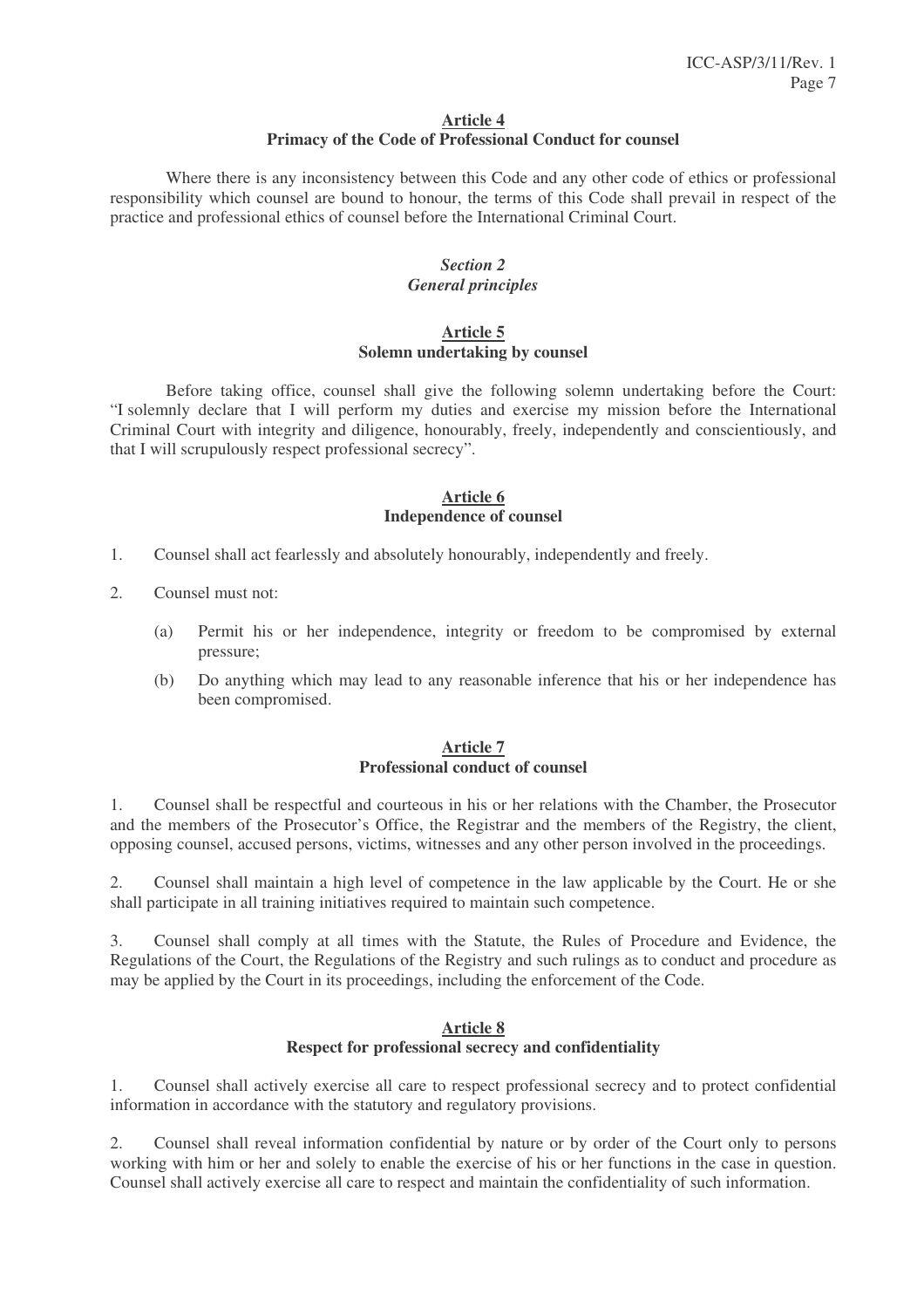### Article 4
### Primacy of the Code of Professional Conduct for counsel

Where there is any inconsistency between this Code and any other code of ethics or professional responsibility which counsel are bound to honour, the terms of this Code shall prevail in respect of the practice and professional ethics of counsel before the International Criminal Court.

## *Section 2*
## *General principles*

### Article 5
### Solemn undertaking by counsel

Before taking office, counsel shall give the following solemn undertaking before the Court: "I solemnly declare that I will perform my duties and exercise my mission before the International Criminal Court with integrity and diligence, honourably, freely, independently and conscientiously, and that I will scrupulously respect professional secrecy".

### Article 6
### Independence of counsel

1. Counsel shall act fearlessly and absolutely honourably, independently and freely.

2. Counsel must not:

   (a) Permit his or her independence, integrity or freedom to be compromised by external pressure;

   (b) Do anything which may lead to any reasonable inference that his or her independence has been compromised.

### Article 7
### Professional conduct of counsel

1. Counsel shall be respectful and courteous in his or her relations with the Chamber, the Prosecutor and the members of the Prosecutor's Office, the Registrar and the members of the Registry, the client, opposing counsel, accused persons, victims, witnesses and any other person involved in the proceedings.

2. Counsel shall maintain a high level of competence in the law applicable by the Court. He or she shall participate in all training initiatives required to maintain such competence.

3. Counsel shall comply at all times with the Statute, the Rules of Procedure and Evidence, the Regulations of the Court, the Regulations of the Registry and such rulings as to conduct and procedure as may be applied by the Court in its proceedings, including the enforcement of the Code.

### Article 8
### Respect for professional secrecy and confidentiality

1. Counsel shall actively exercise all care to respect professional secrecy and to protect confidential information in accordance with the statutory and regulatory provisions.

2. Counsel shall reveal information confidential by nature or by order of the Court only to persons working with him or her and solely to enable the exercise of his or her functions in the case in question. Counsel shall actively exercise all care to respect and maintain the confidentiality of such information.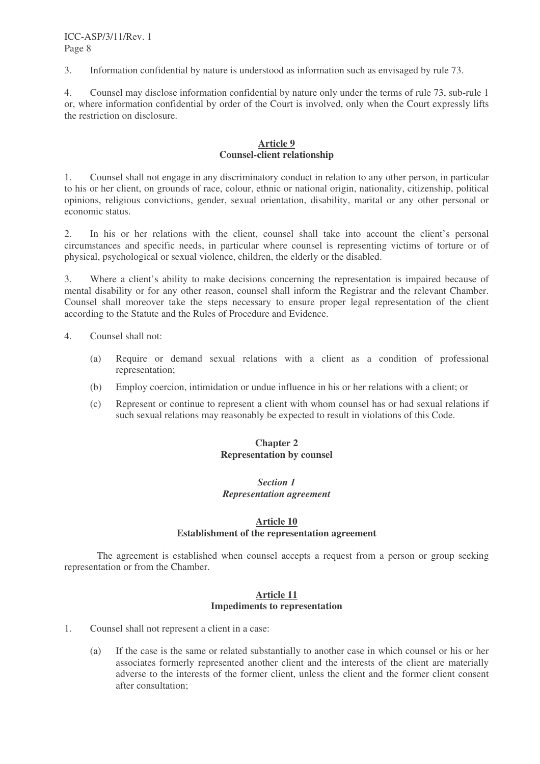3. Information confidential by nature is understood as information such as envisaged by rule 73.

4. Counsel may disclose information confidential by nature only under the terms of rule 73, sub-rule 1 or, where information confidential by order of the Court is involved, only when the Court expressly lifts the restriction on disclosure.

### Article 9
### Counsel-client relationship

1. Counsel shall not engage in any discriminatory conduct in relation to any other person, in particular to his or her client, on grounds of race, colour, ethnic or national origin, nationality, citizenship, political opinions, religious convictions, gender, sexual orientation, disability, marital or any other personal or economic status.

2. In his or her relations with the client, counsel shall take into account the client's personal circumstances and specific needs, in particular where counsel is representing victims of torture or of physical, psychological or sexual violence, children, the elderly or the disabled.

3. Where a client's ability to make decisions concerning the representation is impaired because of mental disability or for any other reason, counsel shall inform the Registrar and the relevant Chamber. Counsel shall moreover take the steps necessary to ensure proper legal representation of the client according to the Statute and the Rules of Procedure and Evidence.

4. Counsel shall not:

   (a) Require or demand sexual relations with a client as a condition of professional representation;

   (b) Employ coercion, intimidation or undue influence in his or her relations with a client; or

   (c) Represent or continue to represent a client with whom counsel has or had sexual relations if such sexual relations may reasonably be expected to result in violations of this Code.

## Chapter 2
## Representation by counsel

### *Section 1*
### *Representation agreement*

### Article 10
### Establishment of the representation agreement

The agreement is established when counsel accepts a request from a person or group seeking representation or from the Chamber.

### Article 11
### Impediments to representation

1. Counsel shall not represent a client in a case:

   (a) If the case is the same or related substantially to another case in which counsel or his or her associates formerly represented another client and the interests of the client are materially adverse to the interests of the former client, unless the client and the former client consent after consultation;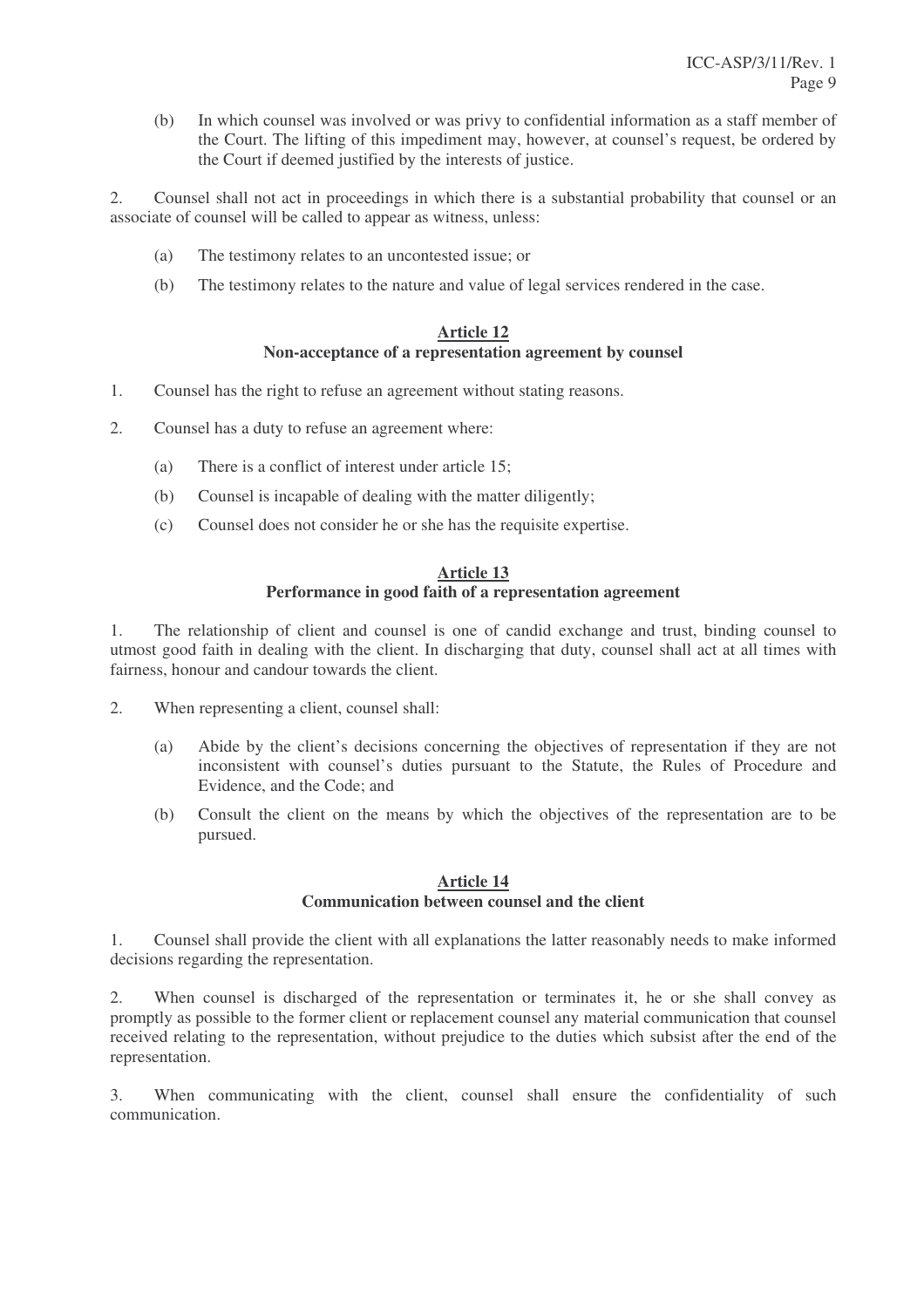(b) In which counsel was involved or was privy to confidential information as a staff member of the Court. The lifting of this impediment may, however, at counsel's request, be ordered by the Court if deemed justified by the interests of justice.

2. Counsel shall not act in proceedings in which there is a substantial probability that counsel or an associate of counsel will be called to appear as witness, unless:

(a) The testimony relates to an uncontested issue; or

(b) The testimony relates to the nature and value of legal services rendered in the case.

### Article 12
### Non-acceptance of a representation agreement by counsel

1. Counsel has the right to refuse an agreement without stating reasons.

2. Counsel has a duty to refuse an agreement where:

(a) There is a conflict of interest under article 15;

(b) Counsel is incapable of dealing with the matter diligently;

(c) Counsel does not consider he or she has the requisite expertise.

### Article 13
### Performance in good faith of a representation agreement

1. The relationship of client and counsel is one of candid exchange and trust, binding counsel to utmost good faith in dealing with the client. In discharging that duty, counsel shall act at all times with fairness, honour and candour towards the client.

2. When representing a client, counsel shall:

(a) Abide by the client's decisions concerning the objectives of representation if they are not inconsistent with counsel's duties pursuant to the Statute, the Rules of Procedure and Evidence, and the Code; and

(b) Consult the client on the means by which the objectives of the representation are to be pursued.

### Article 14
### Communication between counsel and the client

1. Counsel shall provide the client with all explanations the latter reasonably needs to make informed decisions regarding the representation.

2. When counsel is discharged of the representation or terminates it, he or she shall convey as promptly as possible to the former client or replacement counsel any material communication that counsel received relating to the representation, without prejudice to the duties which subsist after the end of the representation.

3. When communicating with the client, counsel shall ensure the confidentiality of such communication.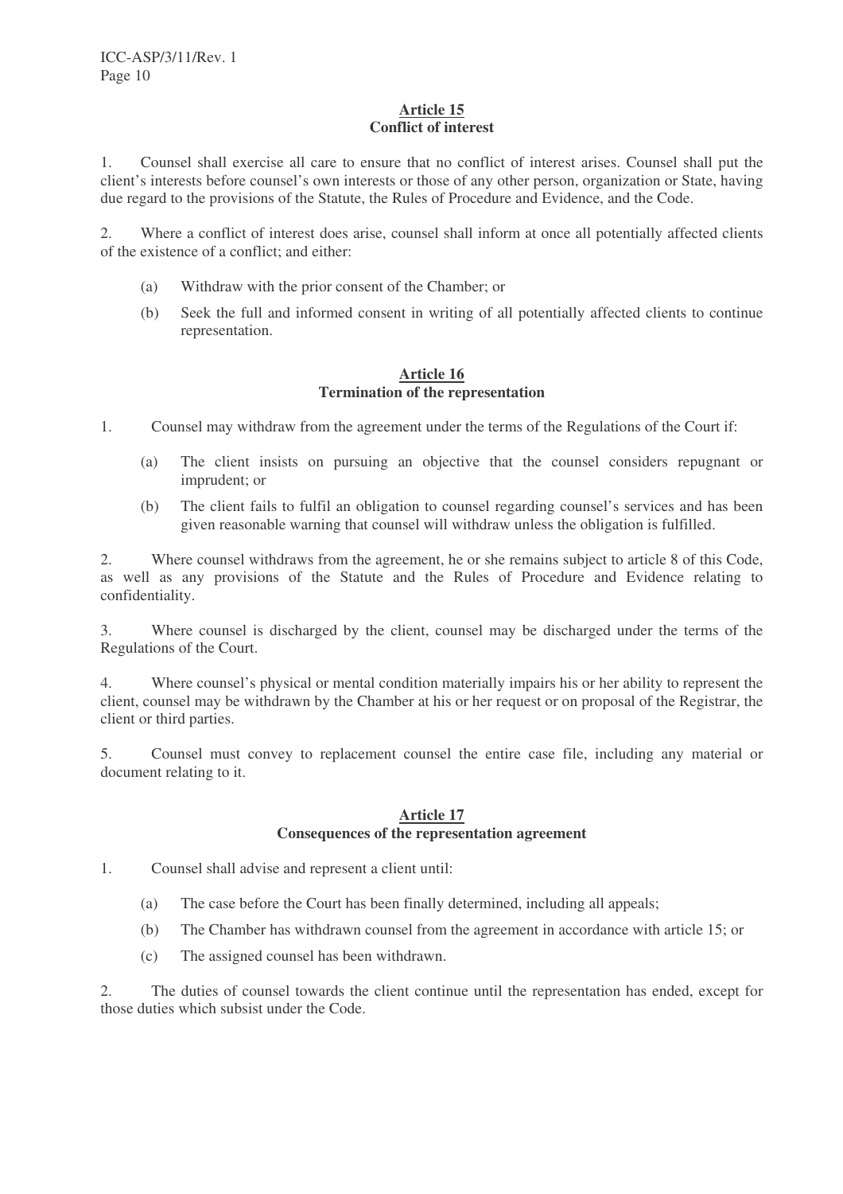## Article 15
### Conflict of interest

1. Counsel shall exercise all care to ensure that no conflict of interest arises. Counsel shall put the client's interests before counsel's own interests or those of any other person, organization or State, having due regard to the provisions of the Statute, the Rules of Procedure and Evidence, and the Code.

2. Where a conflict of interest does arise, counsel shall inform at once all potentially affected clients of the existence of a conflict; and either:

  (a) Withdraw with the prior consent of the Chamber; or

  (b) Seek the full and informed consent in writing of all potentially affected clients to continue representation.

## Article 16
### Termination of the representation

1. Counsel may withdraw from the agreement under the terms of the Regulations of the Court if:

  (a) The client insists on pursuing an objective that the counsel considers repugnant or imprudent; or

  (b) The client fails to fulfil an obligation to counsel regarding counsel's services and has been given reasonable warning that counsel will withdraw unless the obligation is fulfilled.

2. Where counsel withdraws from the agreement, he or she remains subject to article 8 of this Code, as well as any provisions of the Statute and the Rules of Procedure and Evidence relating to confidentiality.

3. Where counsel is discharged by the client, counsel may be discharged under the terms of the Regulations of the Court.

4. Where counsel's physical or mental condition materially impairs his or her ability to represent the client, counsel may be withdrawn by the Chamber at his or her request or on proposal of the Registrar, the client or third parties.

5. Counsel must convey to replacement counsel the entire case file, including any material or document relating to it.

## Article 17
### Consequences of the representation agreement

1. Counsel shall advise and represent a client until:

  (a) The case before the Court has been finally determined, including all appeals;

  (b) The Chamber has withdrawn counsel from the agreement in accordance with article 15; or

  (c) The assigned counsel has been withdrawn.

2. The duties of counsel towards the client continue until the representation has ended, except for those duties which subsist under the Code.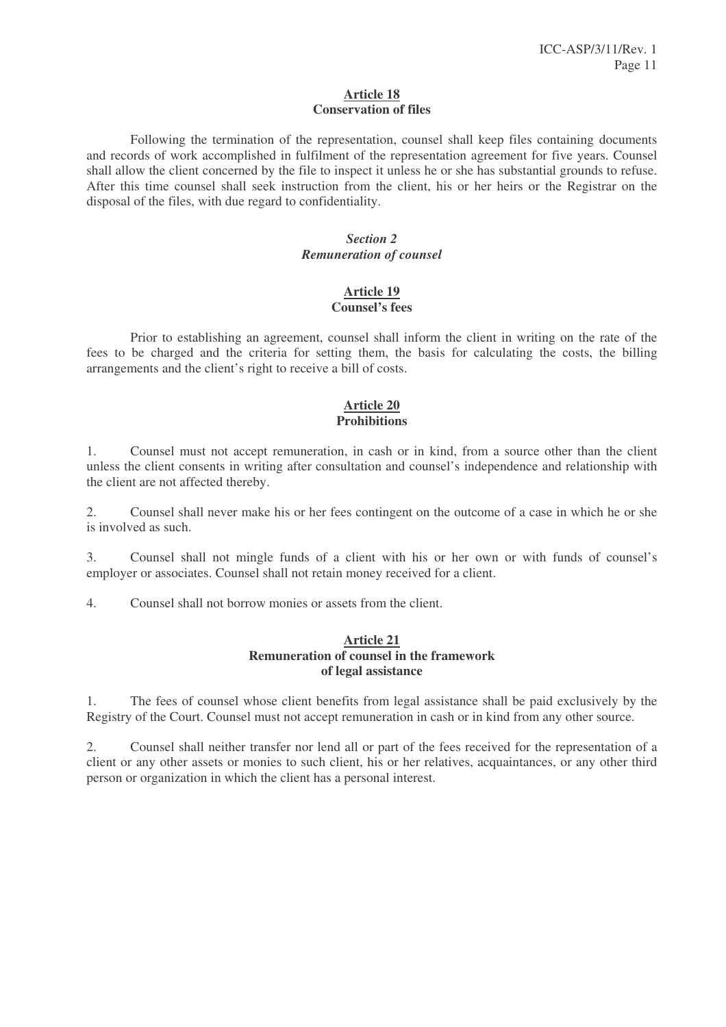**Article 18**
**Conservation of files**

Following the termination of the representation, counsel shall keep files containing documents and records of work accomplished in fulfilment of the representation agreement for five years. Counsel shall allow the client concerned by the file to inspect it unless he or she has substantial grounds to refuse. After this time counsel shall seek instruction from the client, his or her heirs or the Registrar on the disposal of the files, with due regard to confidentiality.

***Section 2***
***Remuneration of counsel***

**Article 19**
**Counsel's fees**

Prior to establishing an agreement, counsel shall inform the client in writing on the rate of the fees to be charged and the criteria for setting them, the basis for calculating the costs, the billing arrangements and the client's right to receive a bill of costs.

**Article 20**
**Prohibitions**

1. Counsel must not accept remuneration, in cash or in kind, from a source other than the client unless the client consents in writing after consultation and counsel's independence and relationship with the client are not affected thereby.

2. Counsel shall never make his or her fees contingent on the outcome of a case in which he or she is involved as such.

3. Counsel shall not mingle funds of a client with his or her own or with funds of counsel's employer or associates. Counsel shall not retain money received for a client.

4. Counsel shall not borrow monies or assets from the client.

**Article 21**
**Remuneration of counsel in the framework of legal assistance**

1. The fees of counsel whose client benefits from legal assistance shall be paid exclusively by the Registry of the Court. Counsel must not accept remuneration in cash or in kind from any other source.

2. Counsel shall neither transfer nor lend all or part of the fees received for the representation of a client or any other assets or monies to such client, his or her relatives, acquaintances, or any other third person or organization in which the client has a personal interest.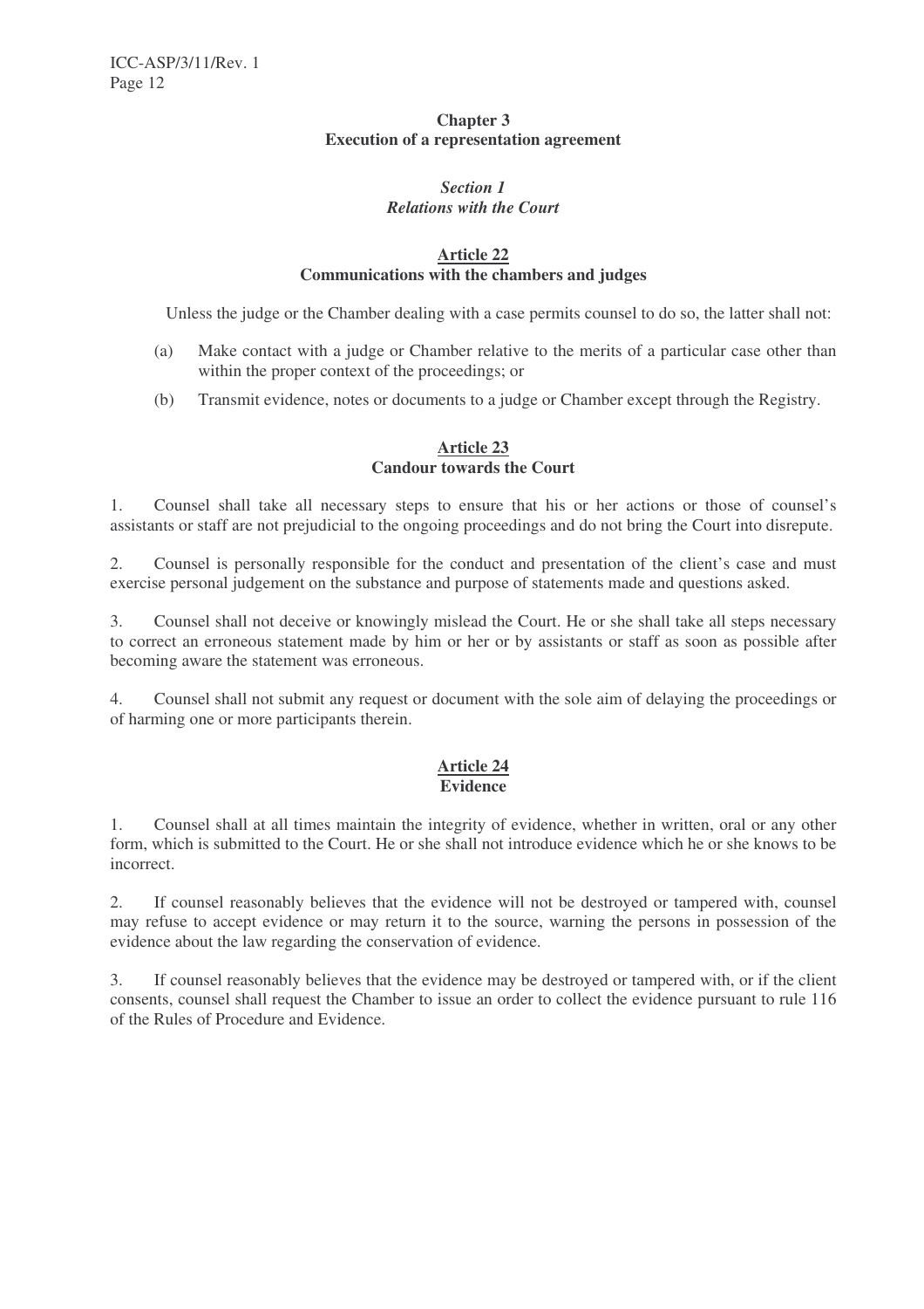## Chapter 3
## Execution of a representation agreement

### *Section 1*
### *Relations with the Court*

#### Article 22
#### Communications with the chambers and judges

Unless the judge or the Chamber dealing with a case permits counsel to do so, the latter shall not:

(a) Make contact with a judge or Chamber relative to the merits of a particular case other than within the proper context of the proceedings; or

(b) Transmit evidence, notes or documents to a judge or Chamber except through the Registry.

#### Article 23
#### Candour towards the Court

1. Counsel shall take all necessary steps to ensure that his or her actions or those of counsel's assistants or staff are not prejudicial to the ongoing proceedings and do not bring the Court into disrepute.

2. Counsel is personally responsible for the conduct and presentation of the client's case and must exercise personal judgement on the substance and purpose of statements made and questions asked.

3. Counsel shall not deceive or knowingly mislead the Court. He or she shall take all steps necessary to correct an erroneous statement made by him or her or by assistants or staff as soon as possible after becoming aware the statement was erroneous.

4. Counsel shall not submit any request or document with the sole aim of delaying the proceedings or of harming one or more participants therein.

#### Article 24
#### Evidence

1. Counsel shall at all times maintain the integrity of evidence, whether in written, oral or any other form, which is submitted to the Court. He or she shall not introduce evidence which he or she knows to be incorrect.

2. If counsel reasonably believes that the evidence will not be destroyed or tampered with, counsel may refuse to accept evidence or may return it to the source, warning the persons in possession of the evidence about the law regarding the conservation of evidence.

3. If counsel reasonably believes that the evidence may be destroyed or tampered with, or if the client consents, counsel shall request the Chamber to issue an order to collect the evidence pursuant to rule 116 of the Rules of Procedure and Evidence.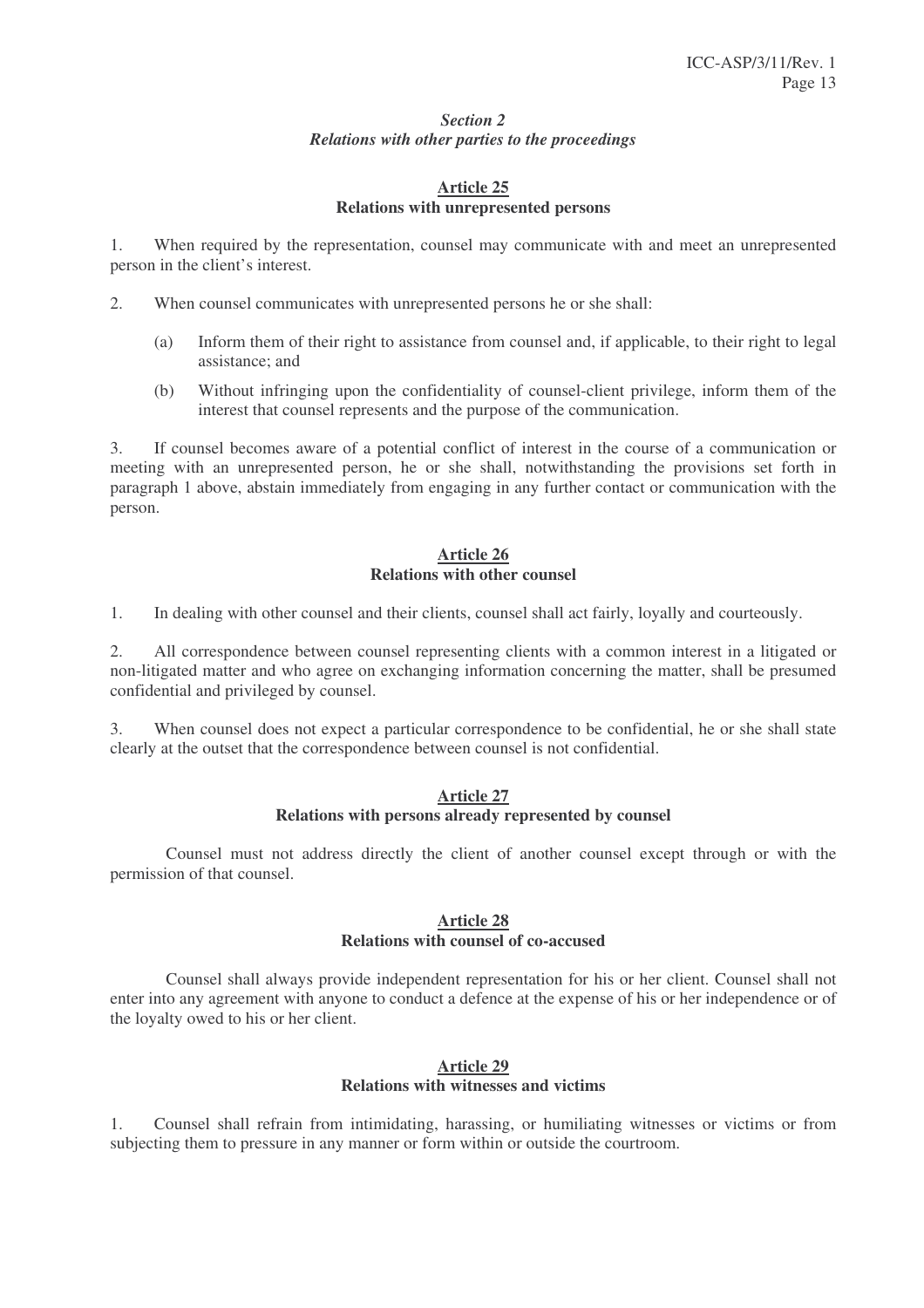### *Section 2*
### *Relations with other parties to the proceedings*

#### Article 25
#### Relations with unrepresented persons

1. When required by the representation, counsel may communicate with and meet an unrepresented person in the client's interest.

2. When counsel communicates with unrepresented persons he or she shall:

   (a) Inform them of their right to assistance from counsel and, if applicable, to their right to legal assistance; and

   (b) Without infringing upon the confidentiality of counsel-client privilege, inform them of the interest that counsel represents and the purpose of the communication.

3. If counsel becomes aware of a potential conflict of interest in the course of a communication or meeting with an unrepresented person, he or she shall, notwithstanding the provisions set forth in paragraph 1 above, abstain immediately from engaging in any further contact or communication with the person.

#### Article 26
#### Relations with other counsel

1. In dealing with other counsel and their clients, counsel shall act fairly, loyally and courteously.

2. All correspondence between counsel representing clients with a common interest in a litigated or non-litigated matter and who agree on exchanging information concerning the matter, shall be presumed confidential and privileged by counsel.

3. When counsel does not expect a particular correspondence to be confidential, he or she shall state clearly at the outset that the correspondence between counsel is not confidential.

#### Article 27
#### Relations with persons already represented by counsel

Counsel must not address directly the client of another counsel except through or with the permission of that counsel.

#### Article 28
#### Relations with counsel of co-accused

Counsel shall always provide independent representation for his or her client. Counsel shall not enter into any agreement with anyone to conduct a defence at the expense of his or her independence or of the loyalty owed to his or her client.

#### Article 29
#### Relations with witnesses and victims

1. Counsel shall refrain from intimidating, harassing, or humiliating witnesses or victims or from subjecting them to pressure in any manner or form within or outside the courtroom.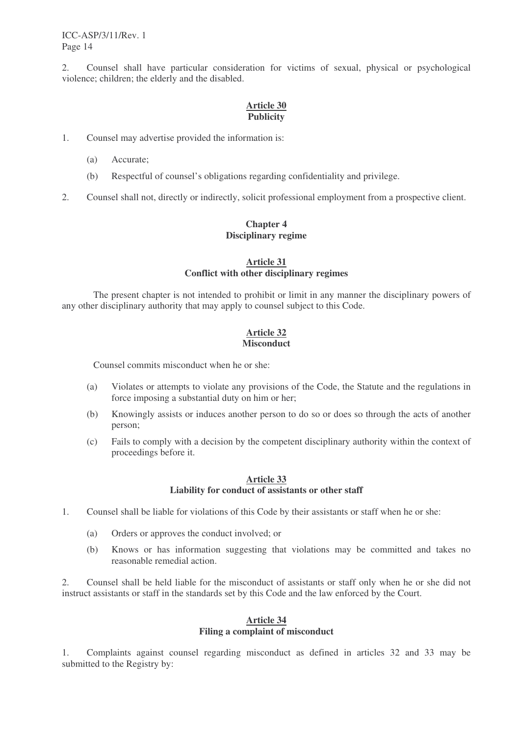2. Counsel shall have particular consideration for victims of sexual, physical or psychological violence; children; the elderly and the disabled.

### Article 30
### Publicity

1. Counsel may advertise provided the information is:

   (a) Accurate;

   (b) Respectful of counsel's obligations regarding confidentiality and privilege.

2. Counsel shall not, directly or indirectly, solicit professional employment from a prospective client.

## Chapter 4
## Disciplinary regime

### Article 31
### Conflict with other disciplinary regimes

The present chapter is not intended to prohibit or limit in any manner the disciplinary powers of any other disciplinary authority that may apply to counsel subject to this Code.

### Article 32
### Misconduct

Counsel commits misconduct when he or she:

(a) Violates or attempts to violate any provisions of the Code, the Statute and the regulations in force imposing a substantial duty on him or her;

(b) Knowingly assists or induces another person to do so or does so through the acts of another person;

(c) Fails to comply with a decision by the competent disciplinary authority within the context of proceedings before it.

### Article 33
### Liability for conduct of assistants or other staff

1. Counsel shall be liable for violations of this Code by their assistants or staff when he or she:

   (a) Orders or approves the conduct involved; or

   (b) Knows or has information suggesting that violations may be committed and takes no reasonable remedial action.

2. Counsel shall be held liable for the misconduct of assistants or staff only when he or she did not instruct assistants or staff in the standards set by this Code and the law enforced by the Court.

### Article 34
### Filing a complaint of misconduct

1. Complaints against counsel regarding misconduct as defined in articles 32 and 33 may be submitted to the Registry by: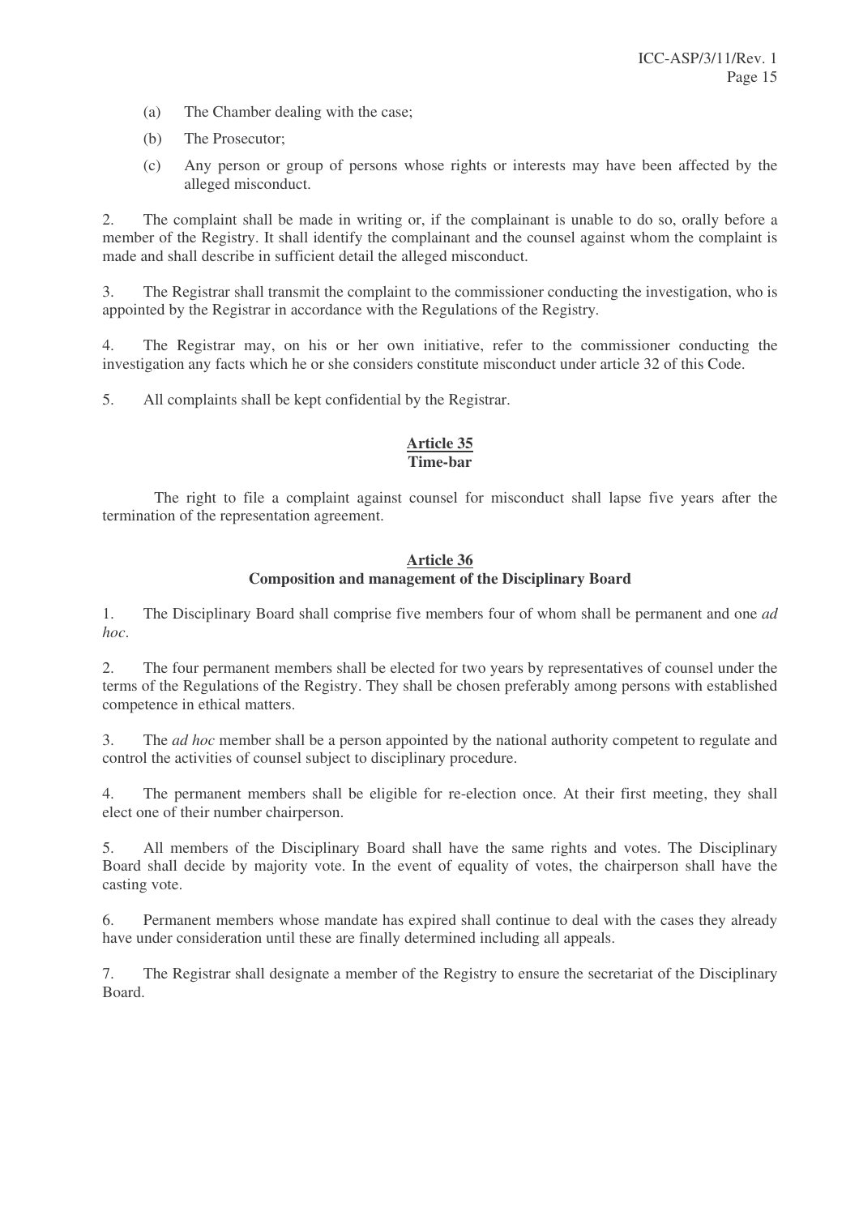(a) The Chamber dealing with the case;

(b) The Prosecutor;

(c) Any person or group of persons whose rights or interests may have been affected by the alleged misconduct.

2. The complaint shall be made in writing or, if the complainant is unable to do so, orally before a member of the Registry. It shall identify the complainant and the counsel against whom the complaint is made and shall describe in sufficient detail the alleged misconduct.

3. The Registrar shall transmit the complaint to the commissioner conducting the investigation, who is appointed by the Registrar in accordance with the Regulations of the Registry.

4. The Registrar may, on his or her own initiative, refer to the commissioner conducting the investigation any facts which he or she considers constitute misconduct under article 32 of this Code.

5. All complaints shall be kept confidential by the Registrar.

## Article 35
**Time-bar**

The right to file a complaint against counsel for misconduct shall lapse five years after the termination of the representation agreement.

## Article 36
**Composition and management of the Disciplinary Board**

1. The Disciplinary Board shall comprise five members four of whom shall be permanent and one *ad hoc*.

2. The four permanent members shall be elected for two years by representatives of counsel under the terms of the Regulations of the Registry. They shall be chosen preferably among persons with established competence in ethical matters.

3. The *ad hoc* member shall be a person appointed by the national authority competent to regulate and control the activities of counsel subject to disciplinary procedure.

4. The permanent members shall be eligible for re-election once. At their first meeting, they shall elect one of their number chairperson.

5. All members of the Disciplinary Board shall have the same rights and votes. The Disciplinary Board shall decide by majority vote. In the event of equality of votes, the chairperson shall have the casting vote.

6. Permanent members whose mandate has expired shall continue to deal with the cases they already have under consideration until these are finally determined including all appeals.

7. The Registrar shall designate a member of the Registry to ensure the secretariat of the Disciplinary Board.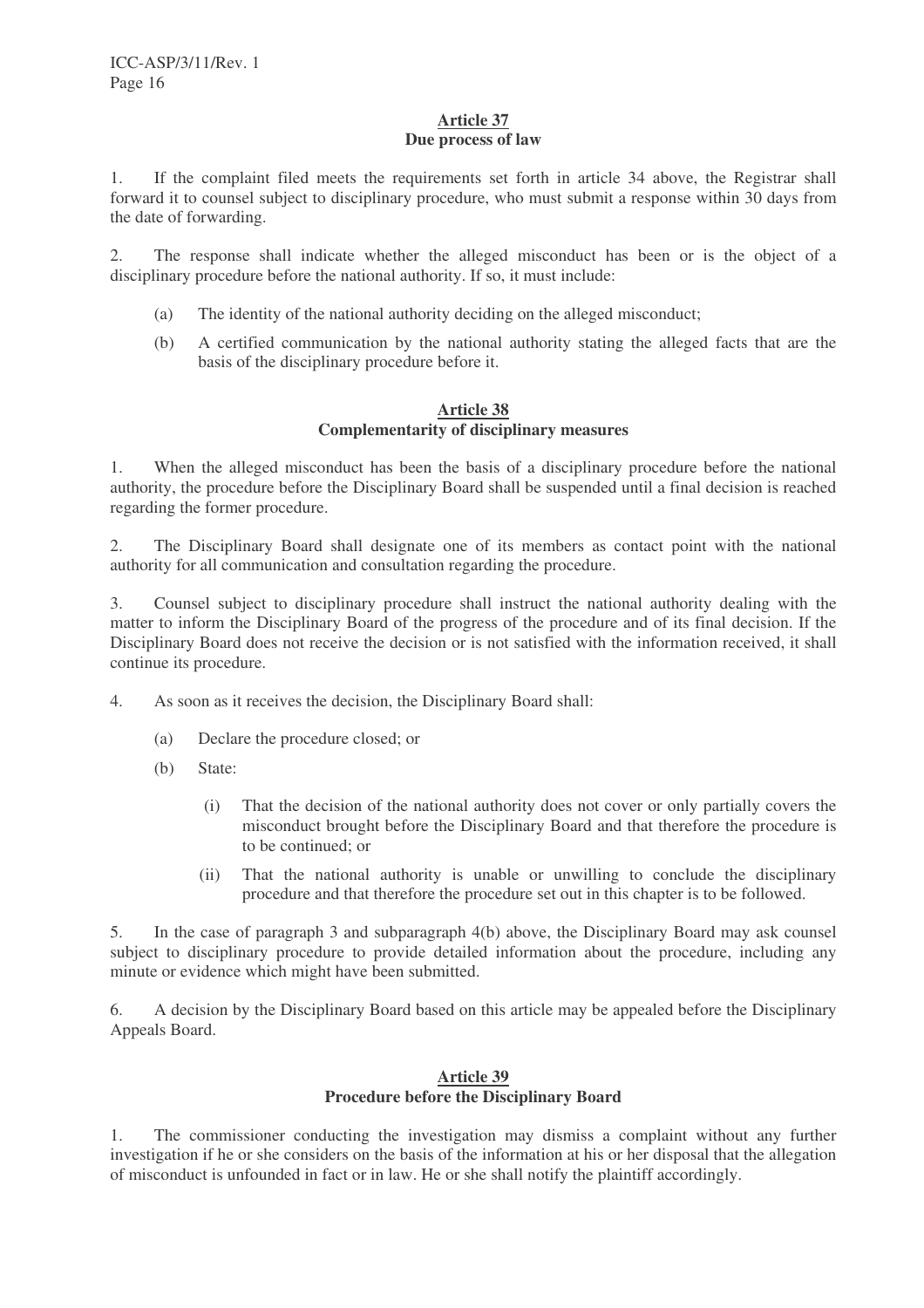### Article 37
### Due process of law

1. If the complaint filed meets the requirements set forth in article 34 above, the Registrar shall forward it to counsel subject to disciplinary procedure, who must submit a response within 30 days from the date of forwarding.

2. The response shall indicate whether the alleged misconduct has been or is the object of a disciplinary procedure before the national authority. If so, it must include:

   (a) The identity of the national authority deciding on the alleged misconduct;

   (b) A certified communication by the national authority stating the alleged facts that are the basis of the disciplinary procedure before it.

### Article 38
### Complementarity of disciplinary measures

1. When the alleged misconduct has been the basis of a disciplinary procedure before the national authority, the procedure before the Disciplinary Board shall be suspended until a final decision is reached regarding the former procedure.

2. The Disciplinary Board shall designate one of its members as contact point with the national authority for all communication and consultation regarding the procedure.

3. Counsel subject to disciplinary procedure shall instruct the national authority dealing with the matter to inform the Disciplinary Board of the progress of the procedure and of its final decision. If the Disciplinary Board does not receive the decision or is not satisfied with the information received, it shall continue its procedure.

4. As soon as it receives the decision, the Disciplinary Board shall:

   (a) Declare the procedure closed; or

   (b) State:

      (i) That the decision of the national authority does not cover or only partially covers the misconduct brought before the Disciplinary Board and that therefore the procedure is to be continued; or

      (ii) That the national authority is unable or unwilling to conclude the disciplinary procedure and that therefore the procedure set out in this chapter is to be followed.

5. In the case of paragraph 3 and subparagraph 4(b) above, the Disciplinary Board may ask counsel subject to disciplinary procedure to provide detailed information about the procedure, including any minute or evidence which might have been submitted.

6. A decision by the Disciplinary Board based on this article may be appealed before the Disciplinary Appeals Board.

### Article 39
### Procedure before the Disciplinary Board

1. The commissioner conducting the investigation may dismiss a complaint without any further investigation if he or she considers on the basis of the information at his or her disposal that the allegation of misconduct is unfounded in fact or in law. He or she shall notify the plaintiff accordingly.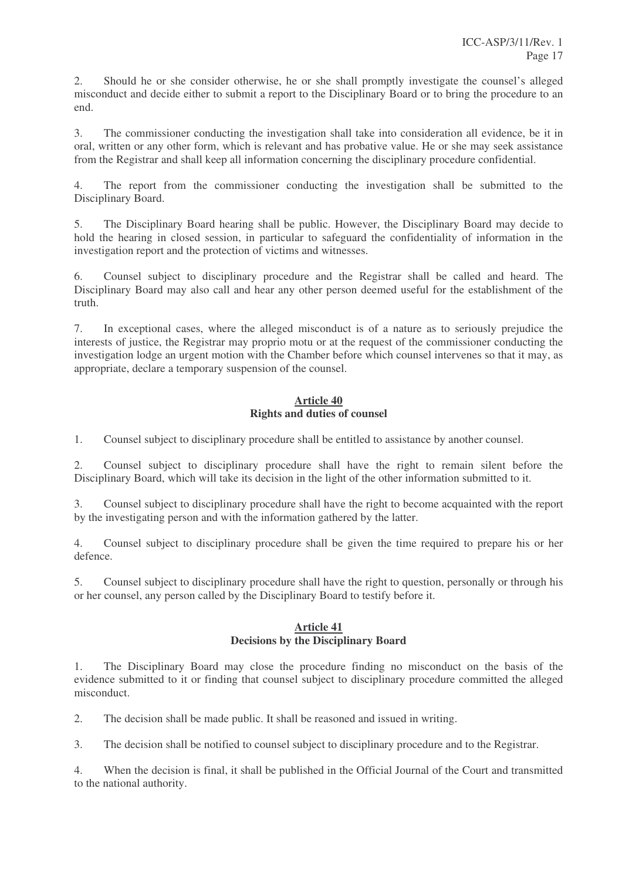2. Should he or she consider otherwise, he or she shall promptly investigate the counsel's alleged misconduct and decide either to submit a report to the Disciplinary Board or to bring the procedure to an end.

3. The commissioner conducting the investigation shall take into consideration all evidence, be it in oral, written or any other form, which is relevant and has probative value. He or she may seek assistance from the Registrar and shall keep all information concerning the disciplinary procedure confidential.

4. The report from the commissioner conducting the investigation shall be submitted to the Disciplinary Board.

5. The Disciplinary Board hearing shall be public. However, the Disciplinary Board may decide to hold the hearing in closed session, in particular to safeguard the confidentiality of information in the investigation report and the protection of victims and witnesses.

6. Counsel subject to disciplinary procedure and the Registrar shall be called and heard. The Disciplinary Board may also call and hear any other person deemed useful for the establishment of the truth.

7. In exceptional cases, where the alleged misconduct is of a nature as to seriously prejudice the interests of justice, the Registrar may proprio motu or at the request of the commissioner conducting the investigation lodge an urgent motion with the Chamber before which counsel intervenes so that it may, as appropriate, declare a temporary suspension of the counsel.

## Article 40
## Rights and duties of counsel

1. Counsel subject to disciplinary procedure shall be entitled to assistance by another counsel.

2. Counsel subject to disciplinary procedure shall have the right to remain silent before the Disciplinary Board, which will take its decision in the light of the other information submitted to it.

3. Counsel subject to disciplinary procedure shall have the right to become acquainted with the report by the investigating person and with the information gathered by the latter.

4. Counsel subject to disciplinary procedure shall be given the time required to prepare his or her defence.

5. Counsel subject to disciplinary procedure shall have the right to question, personally or through his or her counsel, any person called by the Disciplinary Board to testify before it.

## Article 41
## Decisions by the Disciplinary Board

1. The Disciplinary Board may close the procedure finding no misconduct on the basis of the evidence submitted to it or finding that counsel subject to disciplinary procedure committed the alleged misconduct.

2. The decision shall be made public. It shall be reasoned and issued in writing.

3. The decision shall be notified to counsel subject to disciplinary procedure and to the Registrar.

4. When the decision is final, it shall be published in the Official Journal of the Court and transmitted to the national authority.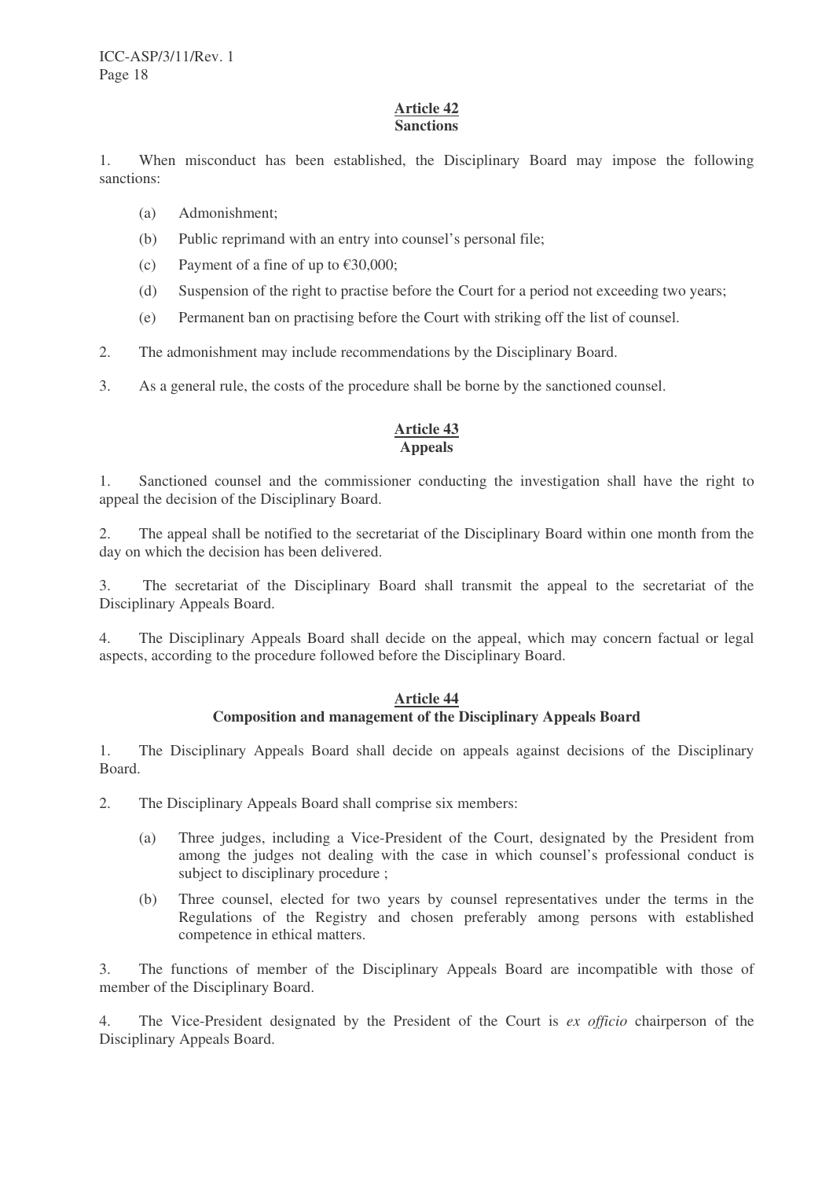## Article 42
## Sanctions

1. When misconduct has been established, the Disciplinary Board may impose the following sanctions:

   (a) Admonishment;

   (b) Public reprimand with an entry into counsel's personal file;

   (c) Payment of a fine of up to €30,000;

   (d) Suspension of the right to practise before the Court for a period not exceeding two years;

   (e) Permanent ban on practising before the Court with striking off the list of counsel.

2. The admonishment may include recommendations by the Disciplinary Board.

3. As a general rule, the costs of the procedure shall be borne by the sanctioned counsel.

## Article 43
## Appeals

1. Sanctioned counsel and the commissioner conducting the investigation shall have the right to appeal the decision of the Disciplinary Board.

2. The appeal shall be notified to the secretariat of the Disciplinary Board within one month from the day on which the decision has been delivered.

3. The secretariat of the Disciplinary Board shall transmit the appeal to the secretariat of the Disciplinary Appeals Board.

4. The Disciplinary Appeals Board shall decide on the appeal, which may concern factual or legal aspects, according to the procedure followed before the Disciplinary Board.

## Article 44
## Composition and management of the Disciplinary Appeals Board

1. The Disciplinary Appeals Board shall decide on appeals against decisions of the Disciplinary Board.

2. The Disciplinary Appeals Board shall comprise six members:

   (a) Three judges, including a Vice-President of the Court, designated by the President from among the judges not dealing with the case in which counsel's professional conduct is subject to disciplinary procedure ;

   (b) Three counsel, elected for two years by counsel representatives under the terms in the Regulations of the Registry and chosen preferably among persons with established competence in ethical matters.

3. The functions of member of the Disciplinary Appeals Board are incompatible with those of member of the Disciplinary Board.

4. The Vice-President designated by the President of the Court is *ex officio* chairperson of the Disciplinary Appeals Board.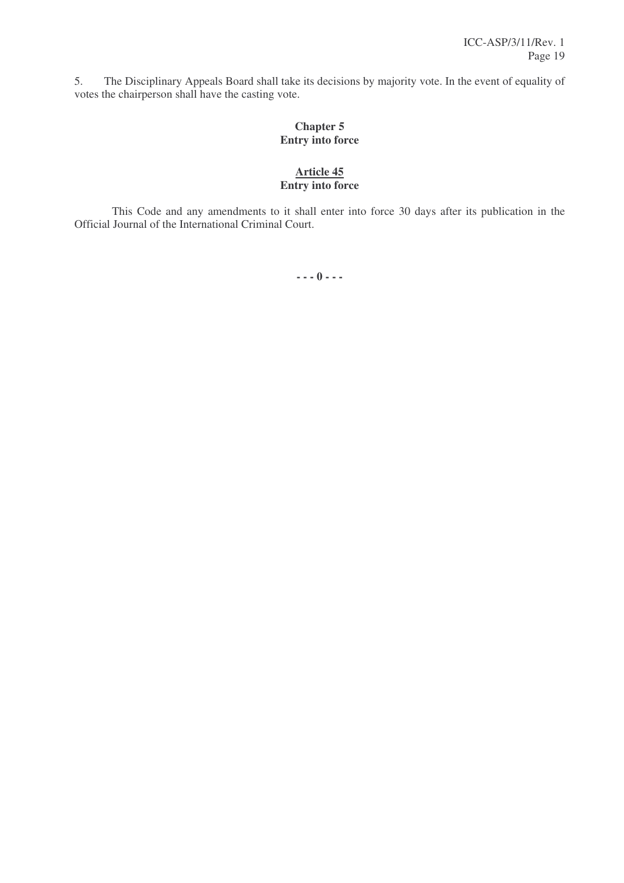5. The Disciplinary Appeals Board shall take its decisions by majority vote. In the event of equality of votes the chairperson shall have the casting vote.

## Chapter 5
## Entry into force

### Article 45
### Entry into force

This Code and any amendments to it shall enter into force 30 days after its publication in the Official Journal of the International Criminal Court.

- - - 0 - - -